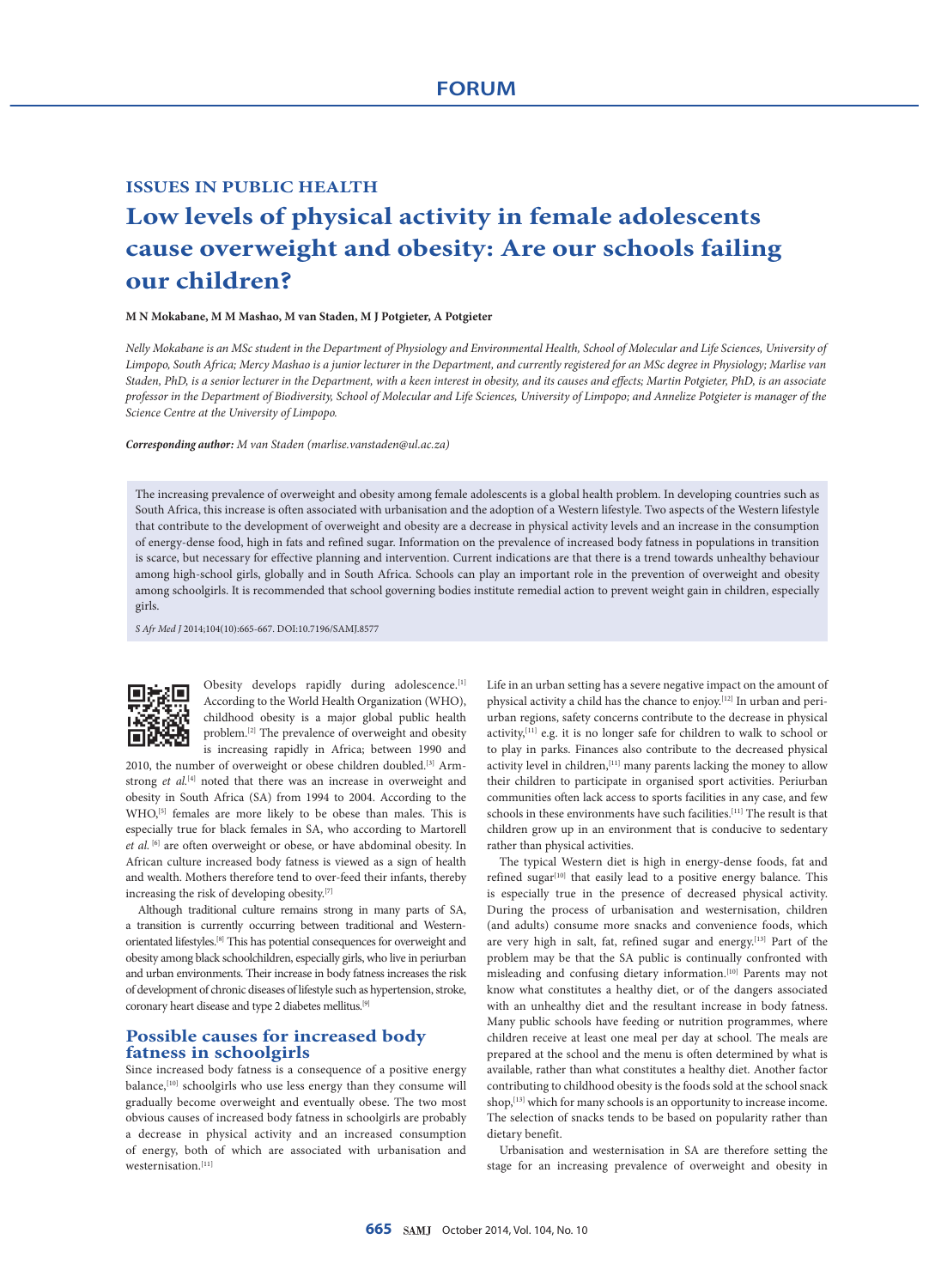FORUM

## ISSUES IN PUBLIC HEALTH

# Low levels of physical activity in female adolescents cause overweight and obesity: Are our schools failing our children?

**M N Mokabane, M M Mashao, M van Staden, M J Potgieter, A Potgieter**

*Nelly Mokabane is an MSc student in the Department of Physiology and Environmental Health, School of Molecular and Life Sciences, University of Limpopo, South Africa; Mercy Mashao is a junior lecturer in the Department, and currently registered for an MSc degree in Physiology; Marlise van Staden, PhD, is a senior lecturer in the Department, with a keen interest in obesity, and its causes and effects; Martin Potgieter, PhD, is an associate professor in the Department of Biodiversity, School of Molecular and Life Sciences, University of Limpopo; and Annelize Potgieter is manager of the Science Centre at the University of Limpopo.*

***Corresponding author:** M van Staden (marlise.vanstaden@ul.ac.za)*

The increasing prevalence of overweight and obesity among female adolescents is a global health problem. In developing countries such as South Africa, this increase is often associated with urbanisation and the adoption of a Western lifestyle. Two aspects of the Western lifestyle that contribute to the development of overweight and obesity are a decrease in physical activity levels and an increase in the consumption of energy-dense food, high in fats and refined sugar. Information on the prevalence of increased body fatness in populations in transition is scarce, but necessary for effective planning and intervention. Current indications are that there is a trend towards unhealthy behaviour among high-school girls, globally and in South Africa. Schools can play an important role in the prevention of overweight and obesity among schoolgirls. It is recommended that school governing bodies institute remedial action to prevent weight gain in children, especially girls.

*S Afr Med J* 2014;104(10):665-667. DOI:10.7196/SAMJ.8577

Obesity develops rapidly during adolescence.[1] According to the World Health Organization (WHO), childhood obesity is a major global public health problem.[2] The prevalence of overweight and obesity is increasing rapidly in Africa; between 1990 and 2010, the number of overweight or obese children doubled.[3] Armstrong *et al.*[4] noted that there was an increase in overweight and obesity in South Africa (SA) from 1994 to 2004. According to the WHO,[5] females are more likely to be obese than males. This is especially true for black females in SA, who according to Martorell *et al.* [6] are often overweight or obese, or have abdominal obesity. In African culture increased body fatness is viewed as a sign of health and wealth. Mothers therefore tend to over-feed their infants, thereby increasing the risk of developing obesity.[7]

Although traditional culture remains strong in many parts of SA, a transition is currently occurring between traditional and Western-orientated lifestyles.[8] This has potential consequences for overweight and obesity among black schoolchildren, especially girls, who live in periurban and urban environments. Their increase in body fatness increases the risk of development of chronic diseases of lifestyle such as hypertension, stroke, coronary heart disease and type 2 diabetes mellitus.[9]

## Possible causes for increased body fatness in schoolgirls

Since increased body fatness is a consequence of a positive energy balance,[10] schoolgirls who use less energy than they consume will gradually become overweight and eventually obese. The two most obvious causes of increased body fatness in schoolgirls are probably a decrease in physical activity and an increased consumption of energy, both of which are associated with urbanisation and westernisation.[11]

Life in an urban setting has a severe negative impact on the amount of physical activity a child has the chance to enjoy.[12] In urban and periurban regions, safety concerns contribute to the decrease in physical activity,[11] e.g. it is no longer safe for children to walk to school or to play in parks. Finances also contribute to the decreased physical activity level in children,[11] many parents lacking the money to allow their children to participate in organised sport activities. Periurban communities often lack access to sports facilities in any case, and few schools in these environments have such facilities.[11] The result is that children grow up in an environment that is conducive to sedentary rather than physical activities.

The typical Western diet is high in energy-dense foods, fat and refined sugar[10] that easily lead to a positive energy balance. This is especially true in the presence of decreased physical activity. During the process of urbanisation and westernisation, children (and adults) consume more snacks and convenience foods, which are very high in salt, fat, refined sugar and energy.[13] Part of the problem may be that the SA public is continually confronted with misleading and confusing dietary information.[10] Parents may not know what constitutes a healthy diet, or of the dangers associated with an unhealthy diet and the resultant increase in body fatness. Many public schools have feeding or nutrition programmes, where children receive at least one meal per day at school. The meals are prepared at the school and the menu is often determined by what is available, rather than what constitutes a healthy diet. Another factor contributing to childhood obesity is the foods sold at the school snack shop,[13] which for many schools is an opportunity to increase income. The selection of snacks tends to be based on popularity rather than dietary benefit.

Urbanisation and westernisation in SA are therefore setting the stage for an increasing prevalence of overweight and obesity in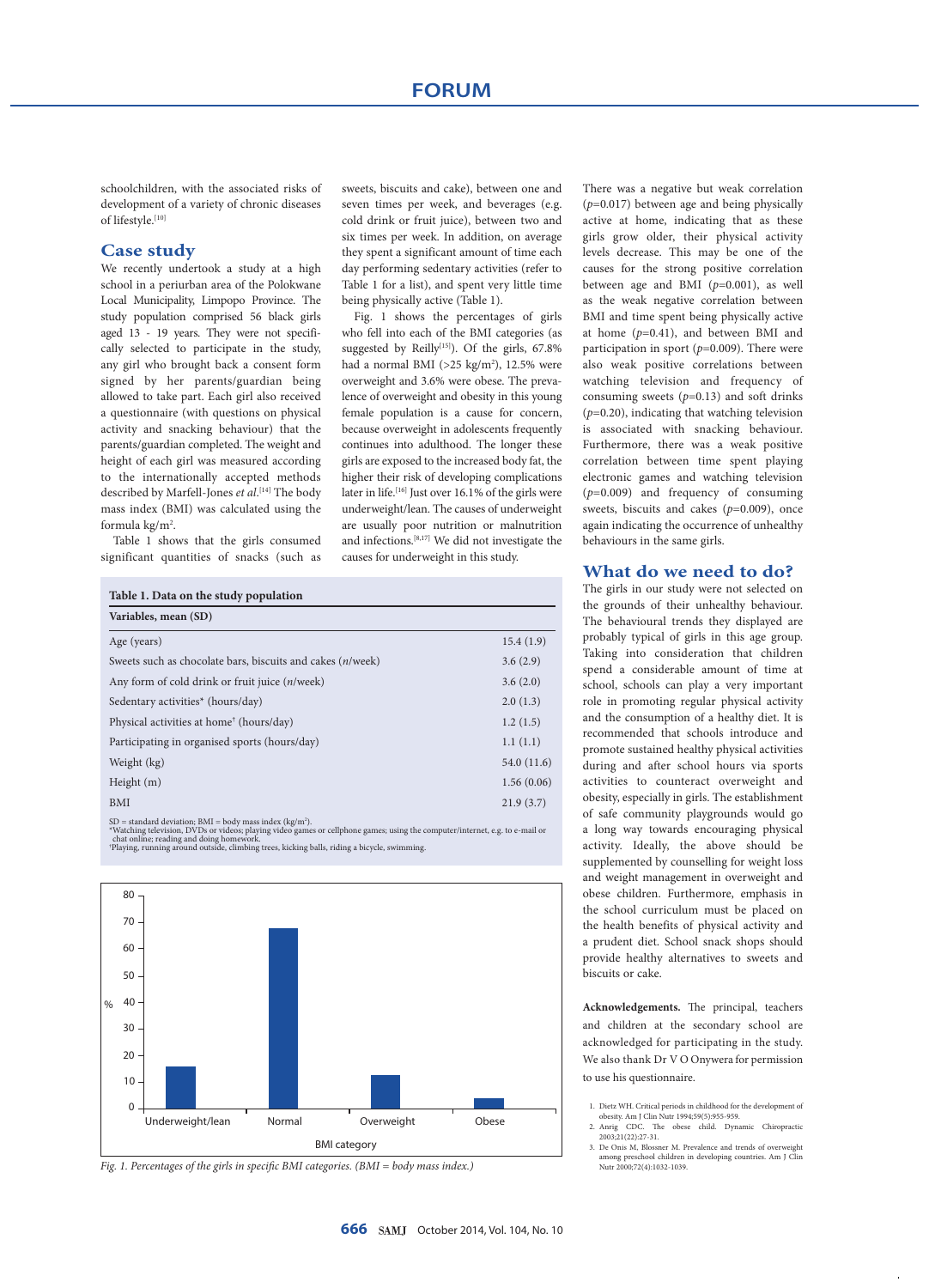schoolchildren, with the associated risks of development of a variety of chronic diseases of lifestyle.[10]

## Case study

We recently undertook a study at a high school in a periurban area of the Polokwane Local Municipality, Limpopo Province. The study population comprised 56 black girls aged 13 - 19 years. They were not specifically selected to participate in the study, any girl who brought back a consent form signed by her parents/guardian being allowed to take part. Each girl also received a questionnaire (with questions on physical activity and snacking behaviour) that the parents/guardian completed. The weight and height of each girl was measured according to the internationally accepted methods described by Marfell-Jones *et al*.[14] The body mass index (BMI) was calculated using the formula kg/m$^2$.

Table 1 shows that the girls consumed significant quantities of snacks (such as sweets, biscuits and cake), between one and seven times per week, and beverages (e.g. cold drink or fruit juice), between two and six times per week. In addition, on average they spent a significant amount of time each day performing sedentary activities (refer to Table 1 for a list), and spent very little time being physically active (Table 1).

Fig. 1 shows the percentages of girls who fell into each of the BMI categories (as suggested by Reilly[15]). Of the girls, 67.8% had a normal BMI (>25 kg/m$^2$), 12.5% were overweight and 3.6% were obese. The prevalence of overweight and obesity in this young female population is a cause for concern, because overweight in adolescents frequently continues into adulthood. The longer these girls are exposed to the increased body fat, the higher their risk of developing complications later in life.[16] Just over 16.1% of the girls were underweight/lean. The causes of underweight are usually poor nutrition or malnutrition and infections.[8,17] We did not investigate the causes for underweight in this study.

**Table 1. Data on the study population**

| Variables, mean (SD) | |
|---|---|
| Age (years) | 15.4 (1.9) |
| Sweets such as chocolate bars, biscuits and cakes (*n*/week) | 3.6 (2.9) |
| Any form of cold drink or fruit juice (*n*/week) | 3.6 (2.0) |
| Sedentary activities* (hours/day) | 2.0 (1.3) |
| Physical activities at home† (hours/day) | 1.2 (1.5) |
| Participating in organised sports (hours/day) | 1.1 (1.1) |
| Weight (kg) | 54.0 (11.6) |
| Height (m) | 1.56 (0.06) |
| BMI | 21.9 (3.7) |

SD = standard deviation; BMI = body mass index (kg/m$^2$).
*Watching television, DVDs or videos; playing video games or cellphone games; using the computer/internet, e.g. to e-mail or chat online; reading and doing homework.
†Playing, running around outside, climbing trees, kicking balls, riding a bicycle, swimming.

*Fig. 1. Percentages of the girls in specific BMI categories. (BMI = body mass index.)*

There was a negative but weak correlation ($p$=0.017) between age and being physically active at home, indicating that as these girls grow older, their physical activity levels decrease. This may be one of the causes for the strong positive correlation between age and BMI ($p$=0.001), as well as the weak negative correlation between BMI and time spent being physically active at home ($p$=0.41), and between BMI and participation in sport ($p$=0.009). There were also weak positive correlations between watching television and frequency of consuming sweets ($p$=0.13) and soft drinks ($p$=0.20), indicating that watching television is associated with snacking behaviour. Furthermore, there was a weak positive correlation between time spent playing electronic games and watching television ($p$=0.009) and frequency of consuming sweets, biscuits and cakes ($p$=0.009), once again indicating the occurrence of unhealthy behaviours in the same girls.

## What do we need to do?

The girls in our study were not selected on the grounds of their unhealthy behaviour. The behavioural trends they displayed are probably typical of girls in this age group. Taking into consideration that children spend a considerable amount of time at school, schools can play a very important role in promoting regular physical activity and the consumption of a healthy diet. It is recommended that schools introduce and promote sustained healthy physical activities during and after school hours via sports activities to counteract overweight and obesity, especially in girls. The establishment of safe community playgrounds would go a long way towards encouraging physical activity. Ideally, the above should be supplemented by counselling for weight loss and weight management in overweight and obese children. Furthermore, emphasis in the school curriculum must be placed on the health benefits of physical activity and a prudent diet. School snack shops should provide healthy alternatives to sweets and biscuits or cake.

**Acknowledgements.** The principal, teachers and children at the secondary school are acknowledged for participating in the study. We also thank Dr V O Onywera for permission to use his questionnaire.

1. Dietz WH. Critical periods in childhood for the development of obesity. Am J Clin Nutr 1994;59(5):955-959.
2. Anrig CDC. The obese child. Dynamic Chiropractic 2003;21(22):27-31.
3. De Onis M, Blossner M. Prevalence and trends of overweight among preschool children in developing countries. Am J Clin Nutr 2000;72(4):1032-1039.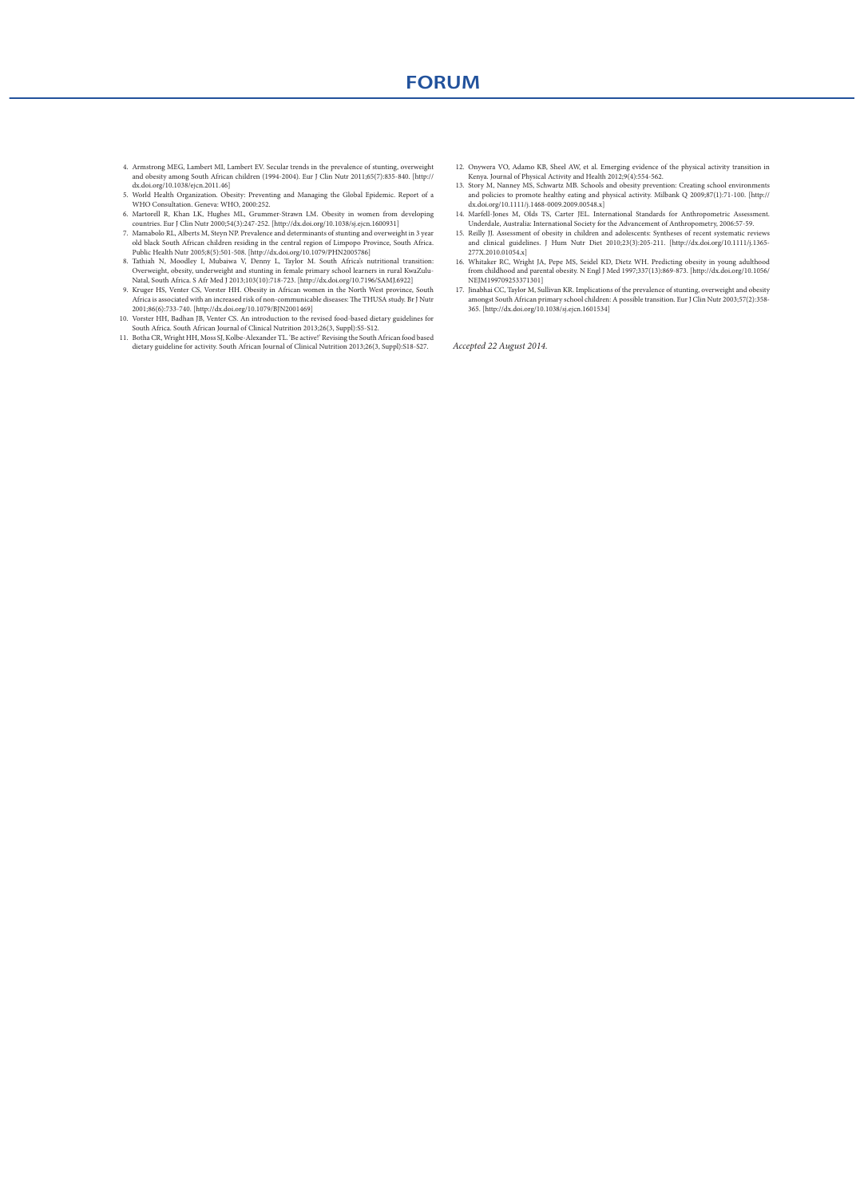4. Armstrong MEG, Lambert MI, Lambert EV. Secular trends in the prevalence of stunting, overweight and obesity among South African children (1994-2004). Eur J Clin Nutr 2011;65(7):835-840. [http://dx.doi.org/10.1038/ejcn.2011.46]
5. World Health Organization. Obesity: Preventing and Managing the Global Epidemic. Report of a WHO Consultation. Geneva: WHO, 2000:252.
6. Martorell R, Khan LK, Hughes ML, Grummer-Strawn LM. Obesity in women from developing countries. Eur J Clin Nutr 2000;54(3):247-252. [http://dx.doi.org/10.1038/sj.ejcn.1600931]
7. Mamabolo RL, Alberts M, Steyn NP. Prevalence and determinants of stunting and overweight in 3 year old black South African children residing in the central region of Limpopo Province, South Africa. Public Health Nutr 2005;8(5):501-508. [http://dx.doi.org/10.1079/PHN2005786]
8. Tathiah N, Moodley I, Mubaiwa V, Denny L, Taylor M. South Africa's nutritional transition: Overweight, obesity, underweight and stunting in female primary school learners in rural KwaZulu-Natal, South Africa. S Afr Med J 2013;103(10):718-723. [http://dx.doi.org/10.7196/SAMJ.6922]
9. Kruger HS, Venter CS, Vorster HH. Obesity in African women in the North West province, South Africa is associated with an increased risk of non-communicable diseases: The THUSA study. Br J Nutr 2001;86(6):733-740. [http://dx.doi.org/10.1079/BJN2001469]
10. Vorster HH, Badhan JB, Venter CS. An introduction to the revised food-based dietary guidelines for South Africa. South African Journal of Clinical Nutrition 2013;26(3, Suppl):S5-S12.
11. Botha CR, Wright HH, Moss SJ, Kolbe-Alexander TL. 'Be active!' Revising the South African food based dietary guideline for activity. South African Journal of Clinical Nutrition 2013;26(3, Suppl):S18-S27.
12. Onywera VO, Adamo KB, Sheel AW, et al. Emerging evidence of the physical activity transition in Kenya. Journal of Physical Activity and Health 2012;9(4):554-562.
13. Story M, Nanney MS, Schwartz MB. Schools and obesity prevention: Creating school environments and policies to promote healthy eating and physical activity. Milbank Q 2009;87(1):71-100. [http://dx.doi.org/10.1111/j.1468-0009.2009.00548.x]
14. Marfell-Jones M, Olds TS, Carter JEL. International Standards for Anthropometric Assessment. Underdale, Australia: International Society for the Advancement of Anthropometry, 2006:57-59.
15. Reilly JJ. Assessment of obesity in children and adolescents: Syntheses of recent systematic reviews and clinical guidelines. J Hum Nutr Diet 2010;23(3):205-211. [http://dx.doi.org/10.1111/j.1365-277X.2010.01054.x]
16. Whitaker RC, Wright JA, Pepe MS, Seidel KD, Dietz WH. Predicting obesity in young adulthood from childhood and parental obesity. N Engl J Med 1997;337(13):869-873. [http://dx.doi.org/10.1056/NEJM199709253371301]
17. Jinabhai CC, Taylor M, Sullivan KR. Implications of the prevalence of stunting, overweight and obesity amongst South African primary school children: A possible transition. Eur J Clin Nutr 2003;57(2):358-365. [http://dx.doi.org/10.1038/sj.ejcn.1601534]

*Accepted 22 August 2014.*